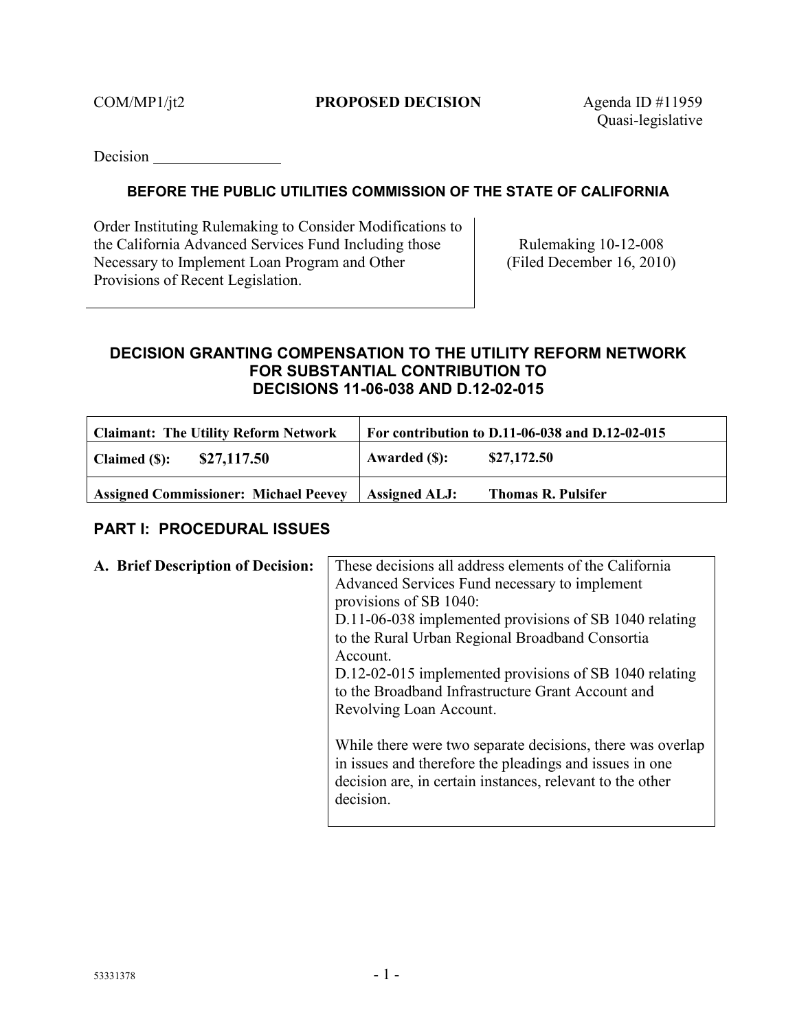COM/MP1/jt2 **PROPOSED DECISION** Agenda ID #11959
Quasi-legislative

Decision ________________

**BEFORE THE PUBLIC UTILITIES COMMISSION OF THE STATE OF CALIFORNIA**

| Order Instituting Rulemaking to Consider Modifications to the California Advanced Services Fund Including those Necessary to Implement Loan Program and Other Provisions of Recent Legislation. | Rulemaking 10-12-008 (Filed December 16, 2010) |
|---|---|

## DECISION GRANTING COMPENSATION TO THE UTILITY REFORM NETWORK FOR SUBSTANTIAL CONTRIBUTION TO DECISIONS 11-06-038 AND D.12-02-015

| **Claimant: The Utility Reform Network** | **For contribution to D.11-06-038 and D.12-02-015** |
|---|---|
| **Claimed ($): $27,117.50** | **Awarded ($): $27,172.50** |
| **Assigned Commissioner: Michael Peevey** | **Assigned ALJ: Thomas R. Pulsifer** |

## PART I: PROCEDURAL ISSUES

| **A. Brief Description of Decision:** | These decisions all address elements of the California Advanced Services Fund necessary to implement provisions of SB 1040:<br>D.11-06-038 implemented provisions of SB 1040 relating to the Rural Urban Regional Broadband Consortia Account.<br>D.12-02-015 implemented provisions of SB 1040 relating to the Broadband Infrastructure Grant Account and Revolving Loan Account.<br><br>While there were two separate decisions, there was overlap in issues and therefore the pleadings and issues in one decision are, in certain instances, relevant to the other decision. |
|---|---|

53331378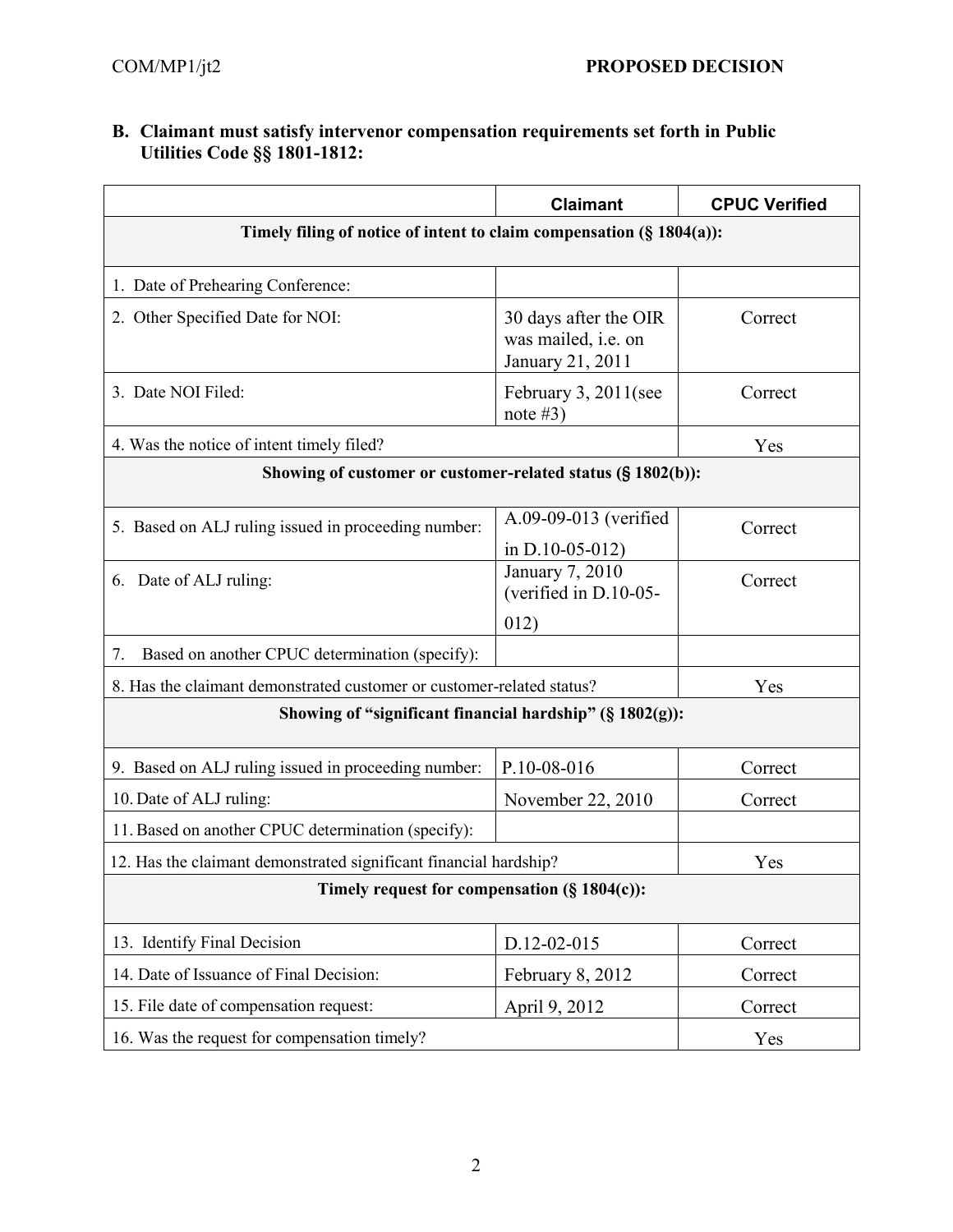### B. Claimant must satisfy intervenor compensation requirements set forth in Public Utilities Code §§ 1801-1812:

| | Claimant | CPUC Verified |
|---|---|---|
| **Timely filing of notice of intent to claim compensation (§ 1804(a)):** | | |
| 1. Date of Prehearing Conference: | | |
| 2. Other Specified Date for NOI: | 30 days after the OIR was mailed, i.e. on January 21, 2011 | Correct |
| 3. Date NOI Filed: | February 3, 2011(see note #3) | Correct |
| 4. Was the notice of intent timely filed? | | Yes |
| **Showing of customer or customer-related status (§ 1802(b)):** | | |
| 5. Based on ALJ ruling issued in proceeding number: | A.09-09-013 (verified in D.10-05-012) | Correct |
| 6. Date of ALJ ruling: | January 7, 2010 (verified in D.10-05-012) | Correct |
| 7. Based on another CPUC determination (specify): | | |
| 8. Has the claimant demonstrated customer or customer-related status? | | Yes |
| **Showing of "significant financial hardship" (§ 1802(g)):** | | |
| 9. Based on ALJ ruling issued in proceeding number: | P.10-08-016 | Correct |
| 10. Date of ALJ ruling: | November 22, 2010 | Correct |
| 11. Based on another CPUC determination (specify): | | |
| 12. Has the claimant demonstrated significant financial hardship? | | Yes |
| **Timely request for compensation (§ 1804(c)):** | | |
| 13. Identify Final Decision | D.12-02-015 | Correct |
| 14. Date of Issuance of Final Decision: | February 8, 2012 | Correct |
| 15. File date of compensation request: | April 9, 2012 | Correct |
| 16. Was the request for compensation timely? | | Yes |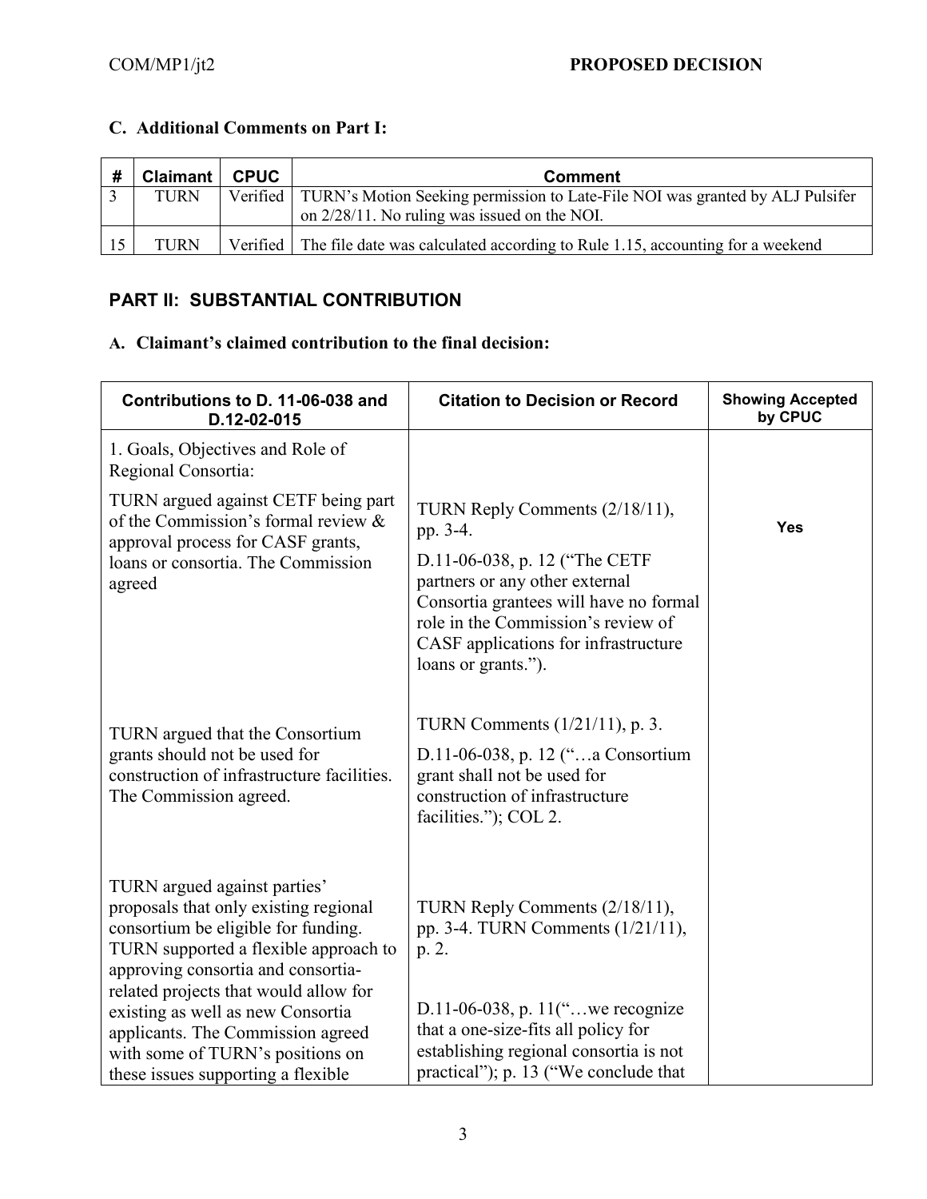### C. Additional Comments on Part I:

| # | Claimant | CPUC | Comment |
|---|---|---|---|
| 3 | TURN | Verified | TURN's Motion Seeking permission to Late-File NOI was granted by ALJ Pulsifer on 2/28/11. No ruling was issued on the NOI. |
| 15 | TURN | Verified | The file date was calculated according to Rule 1.15, accounting for a weekend |

## PART II: SUBSTANTIAL CONTRIBUTION

### A. Claimant's claimed contribution to the final decision:

| Contributions to D. 11-06-038 and D.12-02-015 | Citation to Decision or Record | Showing Accepted by CPUC |
|---|---|---|
| 1. Goals, Objectives and Role of Regional Consortia:<br><br>TURN argued against CETF being part of the Commission's formal review & approval process for CASF grants, loans or consortia. The Commission agreed | TURN Reply Comments (2/18/11), pp. 3-4.<br><br>D.11-06-038, p. 12 ("The CETF partners or any other external Consortia grantees will have no formal role in the Commission's review of CASF applications for infrastructure loans or grants."). | **Yes** |
| TURN argued that the Consortium grants should not be used for construction of infrastructure facilities. The Commission agreed. | TURN Comments (1/21/11), p. 3.<br><br>D.11-06-038, p. 12 ("…a Consortium grant shall not be used for construction of infrastructure facilities."); COL 2. | |
| TURN argued against parties' proposals that only existing regional consortium be eligible for funding. TURN supported a flexible approach to approving consortia and consortia-related projects that would allow for existing as well as new Consortia applicants. The Commission agreed with some of TURN's positions on these issues supporting a flexible | TURN Reply Comments (2/18/11), pp. 3-4. TURN Comments (1/21/11), p. 2.<br><br>D.11-06-038, p. 11("…we recognize that a one-size-fits all policy for establishing regional consortia is not practical"); p. 13 ("We conclude that | |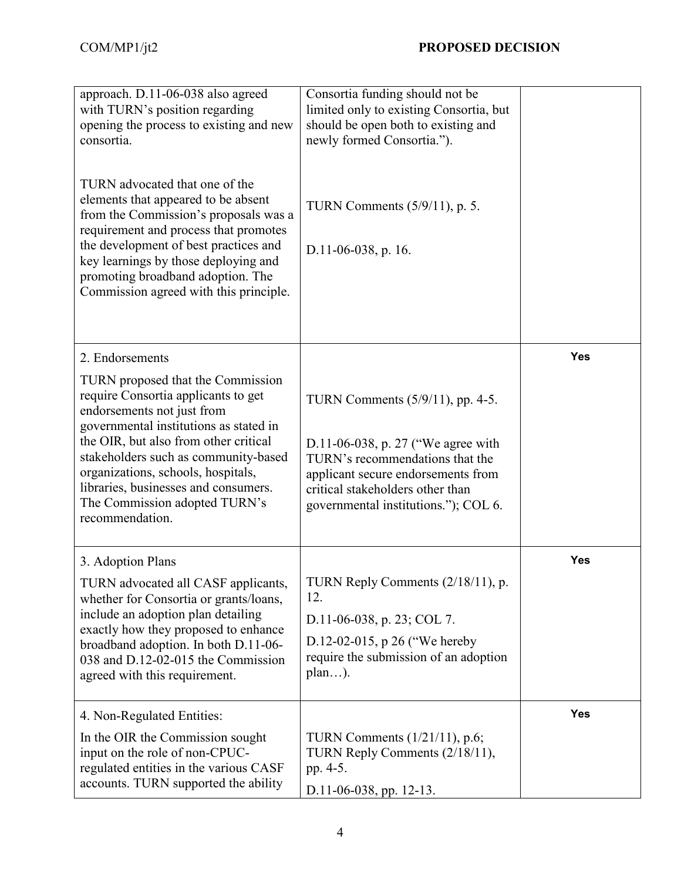| | | |
|---|---|---|
| approach. D.11-06-038 also agreed with TURN's position regarding opening the process to existing and new consortia.<br><br>TURN advocated that one of the elements that appeared to be absent from the Commission's proposals was a requirement and process that promotes the development of best practices and key learnings by those deploying and promoting broadband adoption. The Commission agreed with this principle. | Consortia funding should not be limited only to existing Consortia, but should be open both to existing and newly formed Consortia.").<br><br>TURN Comments (5/9/11), p. 5.<br><br>D.11-06-038, p. 16. | |
| 2. Endorsements<br><br>TURN proposed that the Commission require Consortia applicants to get endorsements not just from governmental institutions as stated in the OIR, but also from other critical stakeholders such as community-based organizations, schools, hospitals, libraries, businesses and consumers. The Commission adopted TURN's recommendation. | TURN Comments (5/9/11), pp. 4-5.<br><br>D.11-06-038, p. 27 ("We agree with TURN's recommendations that the applicant secure endorsements from critical stakeholders other than governmental institutions."); COL 6. | **Yes** |
| 3. Adoption Plans<br><br>TURN advocated all CASF applicants, whether for Consortia or grants/loans, include an adoption plan detailing exactly how they proposed to enhance broadband adoption. In both D.11-06-038 and D.12-02-015 the Commission agreed with this requirement. | TURN Reply Comments (2/18/11), p. 12.<br><br>D.11-06-038, p. 23; COL 7.<br><br>D.12-02-015, p 26 ("We hereby require the submission of an adoption plan…). | **Yes** |
| 4. Non-Regulated Entities:<br><br>In the OIR the Commission sought input on the role of non-CPUC-regulated entities in the various CASF accounts. TURN supported the ability | TURN Comments (1/21/11), p.6; TURN Reply Comments (2/18/11), pp. 4-5.<br><br>D.11-06-038, pp. 12-13. | **Yes** |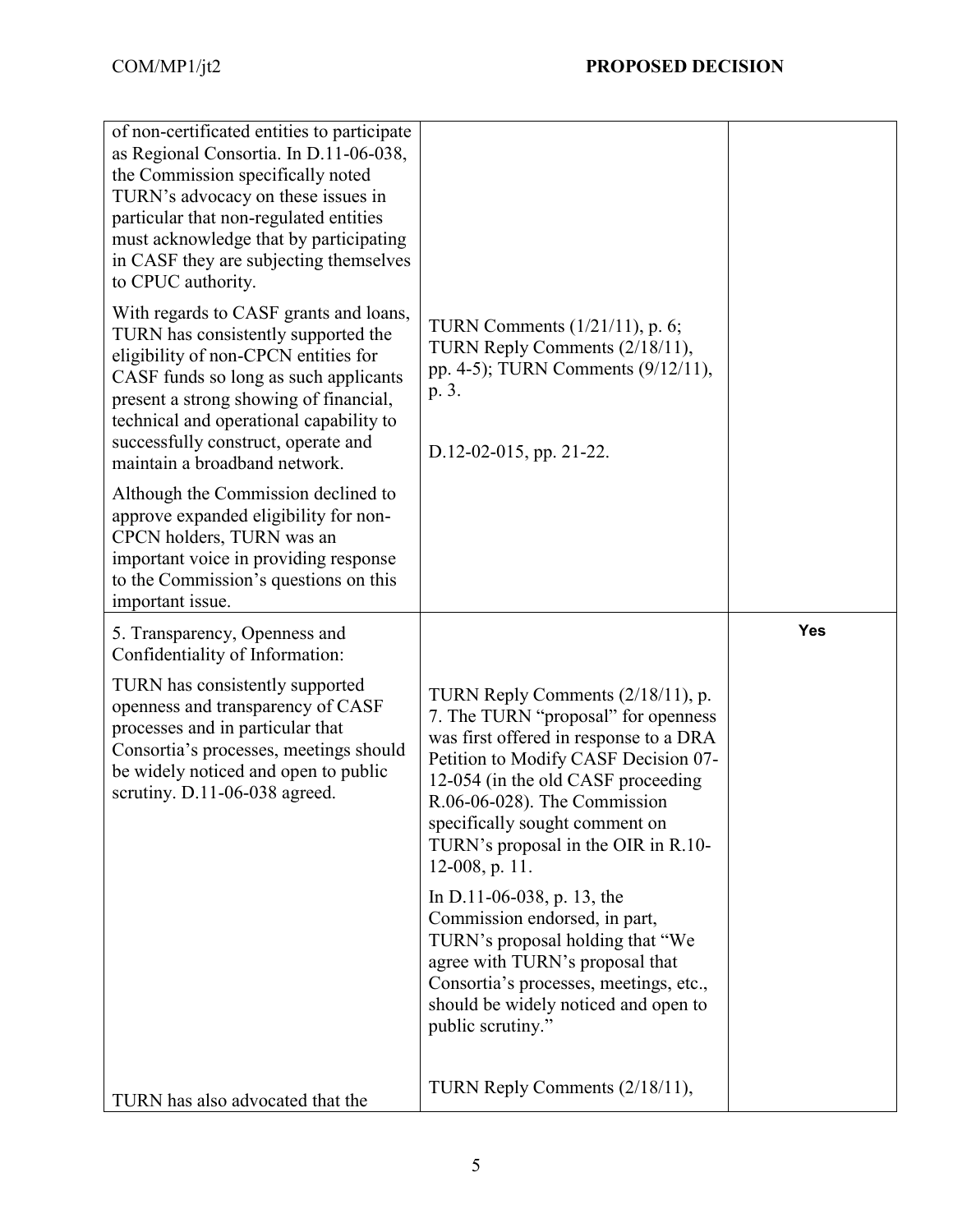| | | |
|---|---|---|
| of non-certificated entities to participate as Regional Consortia. In D.11-06-038, the Commission specifically noted TURN's advocacy on these issues in particular that non-regulated entities must acknowledge that by participating in CASF they are subjecting themselves to CPUC authority.<br><br>With regards to CASF grants and loans, TURN has consistently supported the eligibility of non-CPCN entities for CASF funds so long as such applicants present a strong showing of financial, technical and operational capability to successfully construct, operate and maintain a broadband network.<br><br>Although the Commission declined to approve expanded eligibility for non-CPCN holders, TURN was an important voice in providing response to the Commission's questions on this important issue. | TURN Comments (1/21/11), p. 6; TURN Reply Comments (2/18/11), pp. 4-5); TURN Comments (9/12/11), p. 3.<br><br>D.12-02-015, pp. 21-22. | |
| 5. Transparency, Openness and Confidentiality of Information:<br><br>TURN has consistently supported openness and transparency of CASF processes and in particular that Consortia's processes, meetings should be widely noticed and open to public scrutiny. D.11-06-038 agreed.<br><br>TURN has also advocated that the | TURN Reply Comments (2/18/11), p. 7. The TURN "proposal" for openness was first offered in response to a DRA Petition to Modify CASF Decision 07-12-054 (in the old CASF proceeding R.06-06-028). The Commission specifically sought comment on TURN's proposal in the OIR in R.10-12-008, p. 11.<br><br>In D.11-06-038, p. 13, the Commission endorsed, in part, TURN's proposal holding that "We agree with TURN's proposal that Consortia's processes, meetings, etc., should be widely noticed and open to public scrutiny."<br><br>TURN Reply Comments (2/18/11), | **Yes** |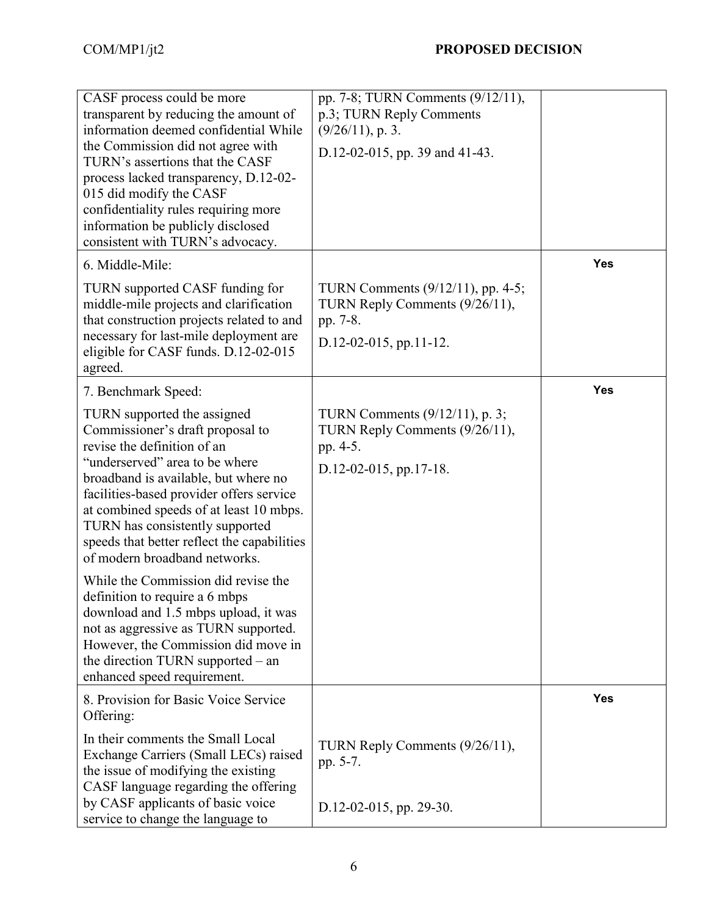| | | |
|---|---|---|
| CASF process could be more transparent by reducing the amount of information deemed confidential While the Commission did not agree with TURN's assertions that the CASF process lacked transparency, D.12-02-015 did modify the CASF confidentiality rules requiring more information be publicly disclosed consistent with TURN's advocacy. | pp. 7-8; TURN Comments (9/12/11), p.3; TURN Reply Comments (9/26/11), p. 3.<br><br>D.12-02-015, pp. 39 and 41-43. | |
| 6. Middle-Mile:<br><br>TURN supported CASF funding for middle-mile projects and clarification that construction projects related to and necessary for last-mile deployment are eligible for CASF funds. D.12-02-015 agreed. | TURN Comments (9/12/11), pp. 4-5; TURN Reply Comments (9/26/11), pp. 7-8.<br><br>D.12-02-015, pp.11-12. | **Yes** |
| 7. Benchmark Speed:<br><br>TURN supported the assigned Commissioner's draft proposal to revise the definition of an "underserved" area to be where broadband is available, but where no facilities-based provider offers service at combined speeds of at least 10 mbps. TURN has consistently supported speeds that better reflect the capabilities of modern broadband networks.<br><br>While the Commission did revise the definition to require a 6 mbps download and 1.5 mbps upload, it was not as aggressive as TURN supported. However, the Commission did move in the direction TURN supported – an enhanced speed requirement. | TURN Comments (9/12/11), p. 3; TURN Reply Comments (9/26/11), pp. 4-5.<br><br>D.12-02-015, pp.17-18. | **Yes** |
| 8. Provision for Basic Voice Service Offering:<br><br>In their comments the Small Local Exchange Carriers (Small LECs) raised the issue of modifying the existing CASF language regarding the offering by CASF applicants of basic voice service to change the language to | TURN Reply Comments (9/26/11), pp. 5-7.<br><br>D.12-02-015, pp. 29-30. | **Yes** |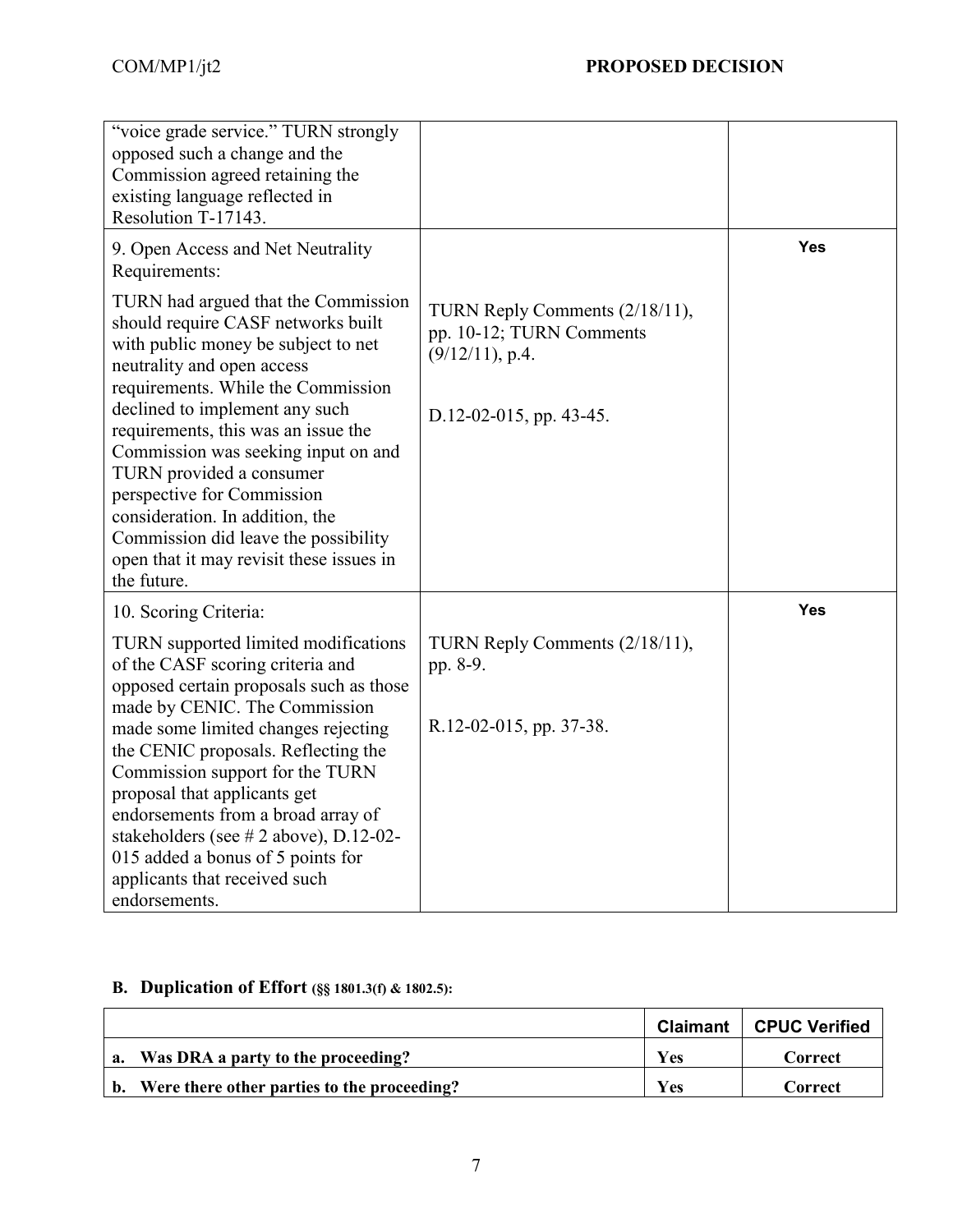| | | |
|---|---|---|
| "voice grade service." TURN strongly opposed such a change and the Commission agreed retaining the existing language reflected in Resolution T-17143. | | |
| 9. Open Access and Net Neutrality Requirements:<br><br>TURN had argued that the Commission should require CASF networks built with public money be subject to net neutrality and open access requirements. While the Commission declined to implement any such requirements, this was an issue the Commission was seeking input on and TURN provided a consumer perspective for Commission consideration. In addition, the Commission did leave the possibility open that it may revisit these issues in the future. | TURN Reply Comments (2/18/11), pp. 10-12; TURN Comments (9/12/11), p.4.<br><br>D.12-02-015, pp. 43-45. | **Yes** |
| 10. Scoring Criteria:<br><br>TURN supported limited modifications of the CASF scoring criteria and opposed certain proposals such as those made by CENIC. The Commission made some limited changes rejecting the CENIC proposals. Reflecting the Commission support for the TURN proposal that applicants get endorsements from a broad array of stakeholders (see # 2 above), D.12-02-015 added a bonus of 5 points for applicants that received such endorsements. | TURN Reply Comments (2/18/11), pp. 8-9.<br><br>R.12-02-015, pp. 37-38. | **Yes** |

## B. Duplication of Effort (§§ 1801.3(f) & 1802.5):

| | Claimant | CPUC Verified |
|---|---|---|
| **a. Was DRA a party to the proceeding?** | **Yes** | **Correct** |
| **b. Were there other parties to the proceeding?** | **Yes** | **Correct** |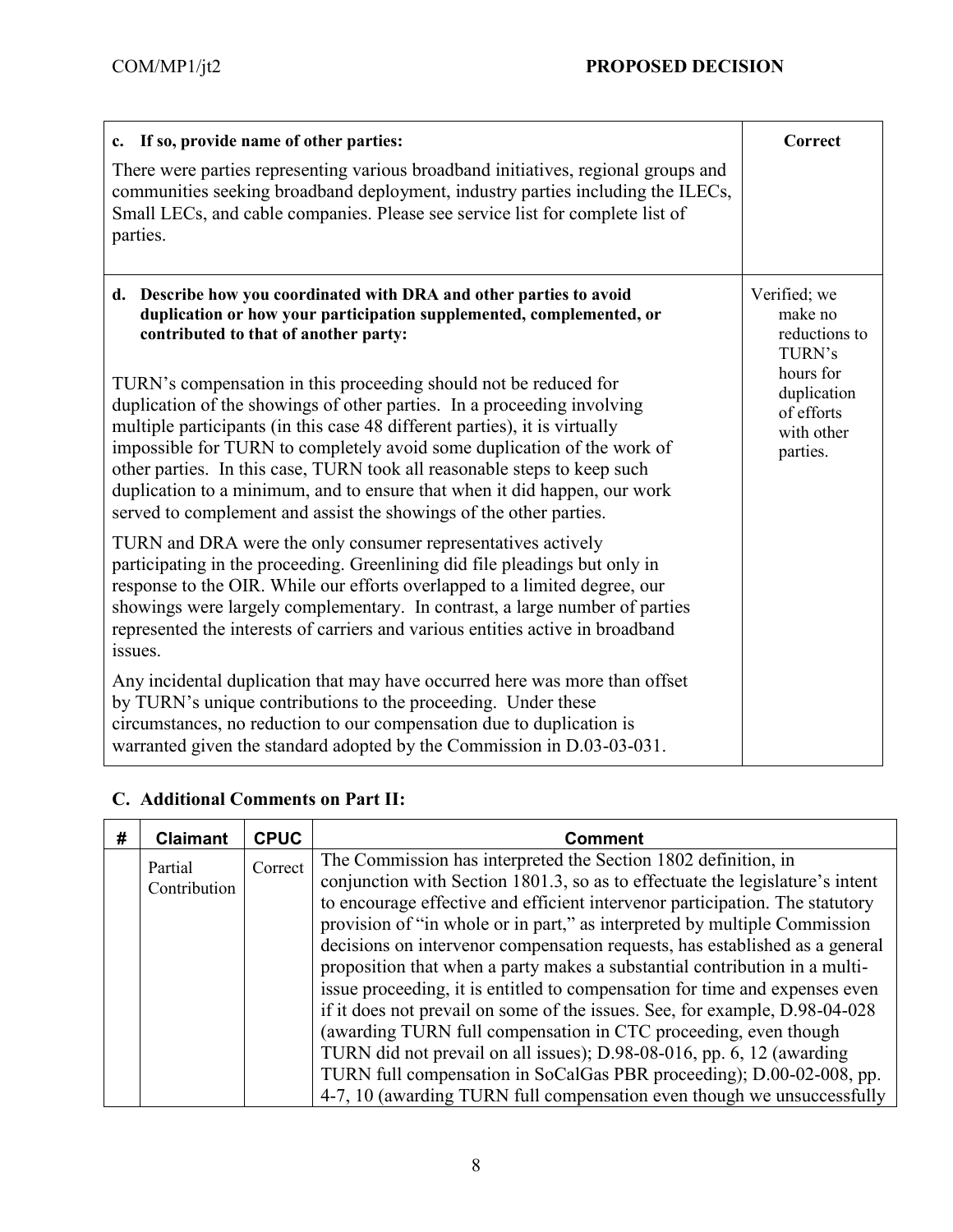| **c. If so, provide name of other parties:** There were parties representing various broadband initiatives, regional groups and communities seeking broadband deployment, industry parties including the ILECs, Small LECs, and cable companies. Please see service list for complete list of parties. | **Correct** |
|---|---|
| **d. Describe how you coordinated with DRA and other parties to avoid duplication or how your participation supplemented, complemented, or contributed to that of another party:** TURN's compensation in this proceeding should not be reduced for duplication of the showings of other parties. In a proceeding involving multiple participants (in this case 48 different parties), it is virtually impossible for TURN to completely avoid some duplication of the work of other parties. In this case, TURN took all reasonable steps to keep such duplication to a minimum, and to ensure that when it did happen, our work served to complement and assist the showings of the other parties. TURN and DRA were the only consumer representatives actively participating in the proceeding. Greenlining did file pleadings but only in response to the OIR. While our efforts overlapped to a limited degree, our showings were largely complementary. In contrast, a large number of parties represented the interests of carriers and various entities active in broadband issues. Any incidental duplication that may have occurred here was more than offset by TURN's unique contributions to the proceeding. Under these circumstances, no reduction to our compensation due to duplication is warranted given the standard adopted by the Commission in D.03-03-031. | Verified; we make no reductions to TURN's hours for duplication of efforts with other parties. |

## C. Additional Comments on Part II:

| # | Claimant | CPUC | Comment |
|---|---|---|---|
| | Partial Contribution | Correct | The Commission has interpreted the Section 1802 definition, in conjunction with Section 1801.3, so as to effectuate the legislature's intent to encourage effective and efficient intervenor participation. The statutory provision of "in whole or in part," as interpreted by multiple Commission decisions on intervenor compensation requests, has established as a general proposition that when a party makes a substantial contribution in a multi-issue proceeding, it is entitled to compensation for time and expenses even if it does not prevail on some of the issues. See, for example, D.98-04-028 (awarding TURN full compensation in CTC proceeding, even though TURN did not prevail on all issues); D.98-08-016, pp. 6, 12 (awarding TURN full compensation in SoCalGas PBR proceeding); D.00-02-008, pp. 4-7, 10 (awarding TURN full compensation even though we unsuccessfully |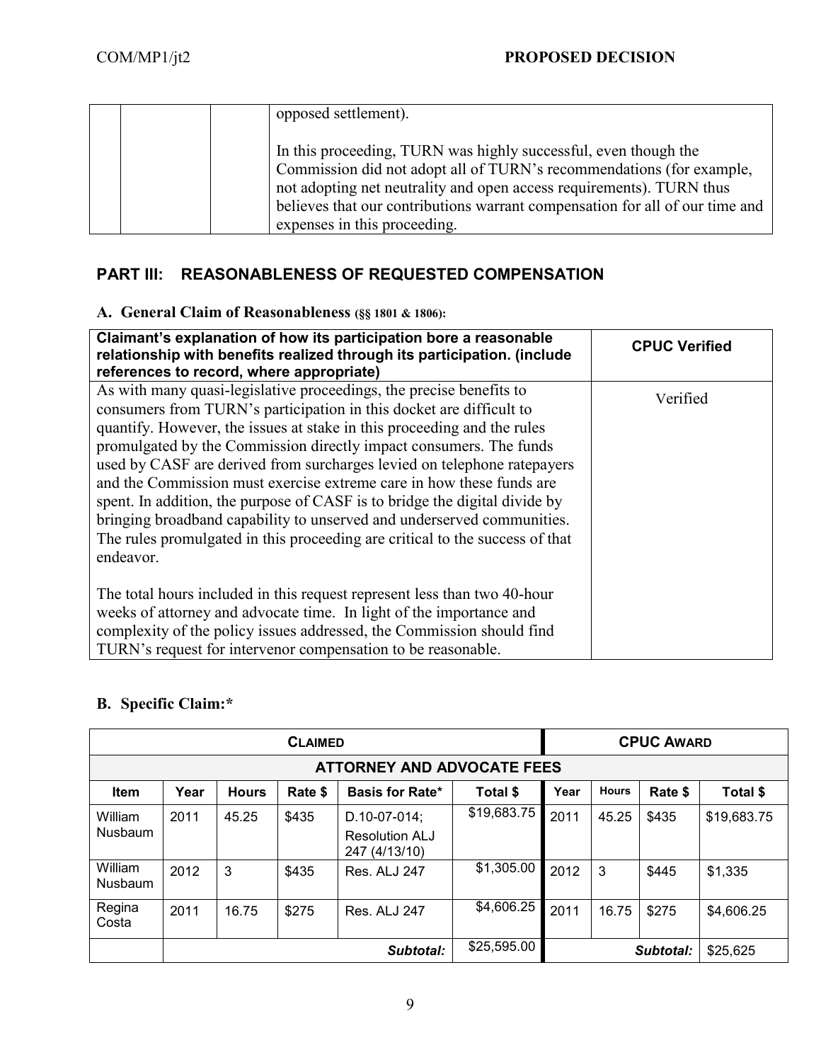| | | | opposed settlement).<br><br>In this proceeding, TURN was highly successful, even though the Commission did not adopt all of TURN's recommendations (for example, not adopting net neutrality and open access requirements). TURN thus believes that our contributions warrant compensation for all of our time and expenses in this proceeding. |
|---|---|---|---|

## PART III: REASONABLENESS OF REQUESTED COMPENSATION

### A. General Claim of Reasonableness (§§ 1801 & 1806):

| Claimant's explanation of how its participation bore a reasonable relationship with benefits realized through its participation. (include references to record, where appropriate) | CPUC Verified |
|---|---|
| As with many quasi-legislative proceedings, the precise benefits to consumers from TURN's participation in this docket are difficult to quantify. However, the issues at stake in this proceeding and the rules promulgated by the Commission directly impact consumers. The funds used by CASF are derived from surcharges levied on telephone ratepayers and the Commission must exercise extreme care in how these funds are spent. In addition, the purpose of CASF is to bridge the digital divide by bringing broadband capability to unserved and underserved communities. The rules promulgated in this proceeding are critical to the success of that endeavor.<br><br>The total hours included in this request represent less than two 40-hour weeks of attorney and advocate time. In light of the importance and complexity of the policy issues addressed, the Commission should find TURN's request for intervenor compensation to be reasonable. | Verified |

### B. Specific Claim:*

| CLAIMED | | | | | | CPUC AWARD | | | |
|---|---|---|---|---|---|---|---|---|---|
| ATTORNEY AND ADVOCATE FEES | | | | | | | | | |
| Item | Year | Hours | Rate $ | Basis for Rate* | Total $ | Year | Hours | Rate $ | Total $ |
| William Nusbaum | 2011 | 45.25 | $435 | D.10-07-014; Resolution ALJ 247 (4/13/10) | $19,683.75 | 2011 | 45.25 | $435 | $19,683.75 |
| William Nusbaum | 2012 | 3 | $435 | Res. ALJ 247 | $1,305.00 | 2012 | 3 | $445 | $1,335 |
| Regina Costa | 2011 | 16.75 | $275 | Res. ALJ 247 | $4,606.25 | 2011 | 16.75 | $275 | $4,606.25 |
| | | | | *Subtotal:* | $25,595.00 | | | *Subtotal:* | $25,625 |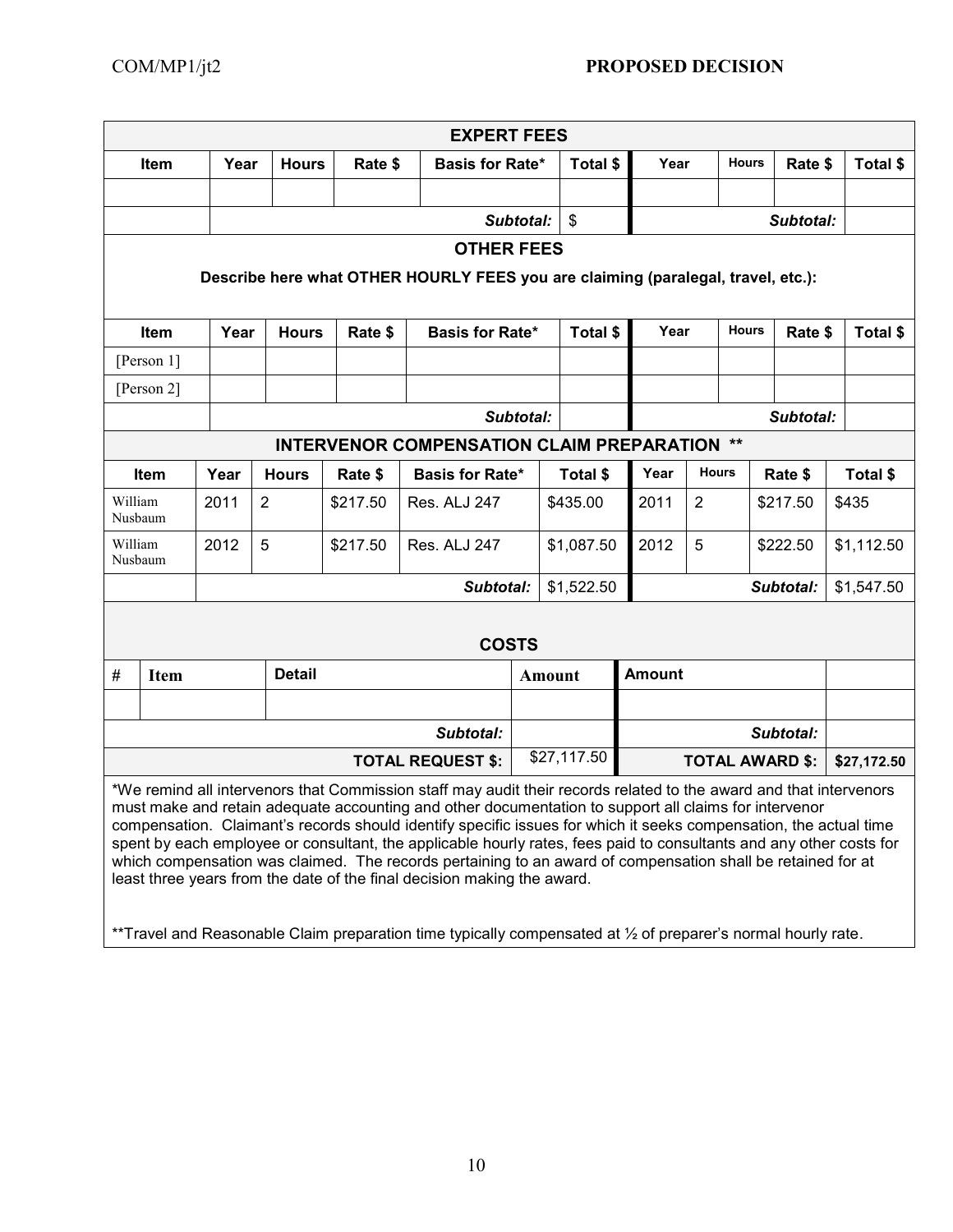| EXPERT FEES | | | | | | | | | |
|---|---|---|---|---|---|---|---|---|---|
| Item | Year | Hours | Rate $ | Basis for Rate* | Total $ | Year | Hours | Rate $ | Total $ |
| | | | | | | | | | |
| | | | | *Subtotal:* | $ | | | *Subtotal:* | |

| OTHER FEES | | | | | | | | | |
|---|---|---|---|---|---|---|---|---|---|
| Describe here what OTHER HOURLY FEES you are claiming (paralegal, travel, etc.): | | | | | | | | | |
| Item | Year | Hours | Rate $ | Basis for Rate* | Total $ | Year | Hours | Rate $ | Total $ |
| [Person 1] | | | | | | | | | |
| [Person 2] | | | | | | | | | |
| | | | | *Subtotal:* | | | | *Subtotal:* | |

| INTERVENOR COMPENSATION CLAIM PREPARATION ** | | | | | | | | | |
|---|---|---|---|---|---|---|---|---|---|
| Item | Year | Hours | Rate $ | Basis for Rate* | Total $ | Year | Hours | Rate $ | Total $ |
| William Nusbaum | 2011 | 2 | $217.50 | Res. ALJ 247 | $435.00 | 2011 | 2 | $217.50 | $435 |
| William Nusbaum | 2012 | 5 | $217.50 | Res. ALJ 247 | $1,087.50 | 2012 | 5 | $222.50 | $1,112.50 |
| | | | | *Subtotal:* | $1,522.50 | | | *Subtotal:* | $1,547.50 |

| COSTS | | | | | |
|---|---|---|---|---|---|
| # | Item | Detail | Amount | Amount | |
| | | | | | |
| | | *Subtotal:* | | *Subtotal:* | |
| | | **TOTAL REQUEST $:** | $27,117.50 | **TOTAL AWARD $:** | **$27,172.50** |

*We remind all intervenors that Commission staff may audit their records related to the award and that intervenors must make and retain adequate accounting and other documentation to support all claims for intervenor compensation. Claimant's records should identify specific issues for which it seeks compensation, the actual time spent by each employee or consultant, the applicable hourly rates, fees paid to consultants and any other costs for which compensation was claimed. The records pertaining to an award of compensation shall be retained for at least three years from the date of the final decision making the award.

**Travel and Reasonable Claim preparation time typically compensated at ½ of preparer's normal hourly rate.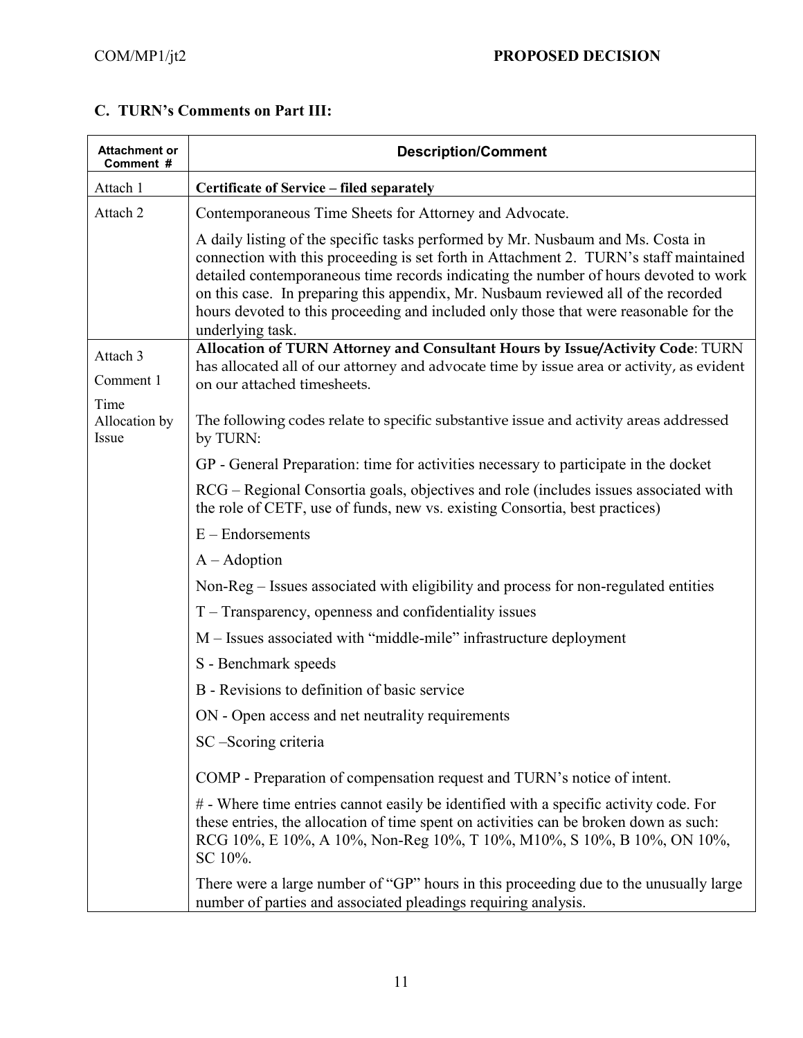### C. TURN's Comments on Part III:

| Attachment or Comment # | Description/Comment |
|---|---|
| Attach 1 | **Certificate of Service – filed separately** |
| Attach 2 | Contemporaneous Time Sheets for Attorney and Advocate.<br><br>A daily listing of the specific tasks performed by Mr. Nusbaum and Ms. Costa in connection with this proceeding is set forth in Attachment 2. TURN's staff maintained detailed contemporaneous time records indicating the number of hours devoted to work on this case. In preparing this appendix, Mr. Nusbaum reviewed all of the recorded hours devoted to this proceeding and included only those that were reasonable for the underlying task. |
| Attach 3<br><br>Comment 1<br><br>Time Allocation by Issue | **Allocation of TURN Attorney and Consultant Hours by Issue/Activity Code**: TURN has allocated all of our attorney and advocate time by issue area or activity, as evident on our attached timesheets.<br><br>The following codes relate to specific substantive issue and activity areas addressed by TURN:<br><br>GP - General Preparation: time for activities necessary to participate in the docket<br><br>RCG – Regional Consortia goals, objectives and role (includes issues associated with the role of CETF, use of funds, new vs. existing Consortia, best practices)<br><br>E – Endorsements<br><br>A – Adoption<br><br>Non-Reg – Issues associated with eligibility and process for non-regulated entities<br><br>T – Transparency, openness and confidentiality issues<br><br>M – Issues associated with "middle-mile" infrastructure deployment<br><br>S - Benchmark speeds<br><br>B - Revisions to definition of basic service<br><br>ON - Open access and net neutrality requirements<br><br>SC –Scoring criteria<br><br>COMP - Preparation of compensation request and TURN's notice of intent.<br><br># - Where time entries cannot easily be identified with a specific activity code. For these entries, the allocation of time spent on activities can be broken down as such: RCG 10%, E 10%, A 10%, Non-Reg 10%, T 10%, M10%, S 10%, B 10%, ON 10%, SC 10%.<br><br>There were a large number of "GP" hours in this proceeding due to the unusually large number of parties and associated pleadings requiring analysis. |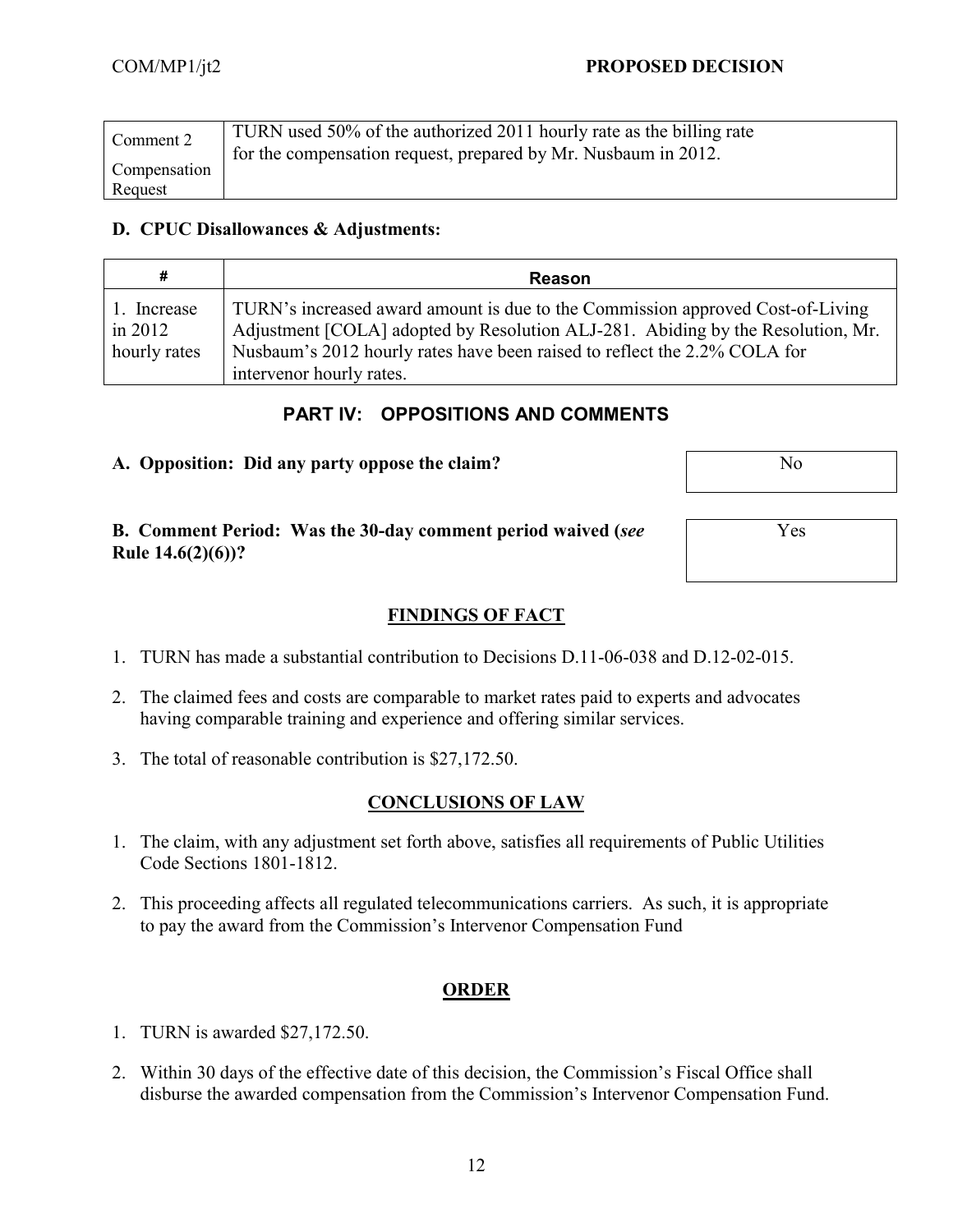| Comment 2 Compensation Request | TURN used 50% of the authorized 2011 hourly rate as the billing rate for the compensation request, prepared by Mr. Nusbaum in 2012. |
|---|---|

**D. CPUC Disallowances & Adjustments:**

| # | Reason |
|---|---|
| 1. Increase in 2012 hourly rates | TURN's increased award amount is due to the Commission approved Cost-of-Living Adjustment [COLA] adopted by Resolution ALJ-281. Abiding by the Resolution, Mr. Nusbaum's 2012 hourly rates have been raised to reflect the 2.2% COLA for intervenor hourly rates. |

## PART IV: OPPOSITIONS AND COMMENTS

**A. Opposition: Did any party oppose the claim?** No

**B. Comment Period: Was the 30-day comment period waived (*see* Rule 14.6(2)(6))?** Yes

## FINDINGS OF FACT

1. TURN has made a substantial contribution to Decisions D.11-06-038 and D.12-02-015.
2. The claimed fees and costs are comparable to market rates paid to experts and advocates having comparable training and experience and offering similar services.
3. The total of reasonable contribution is $27,172.50.

## CONCLUSIONS OF LAW

1. The claim, with any adjustment set forth above, satisfies all requirements of Public Utilities Code Sections 1801-1812.
2. This proceeding affects all regulated telecommunications carriers. As such, it is appropriate to pay the award from the Commission's Intervenor Compensation Fund

## ORDER

1. TURN is awarded $27,172.50.
2. Within 30 days of the effective date of this decision, the Commission's Fiscal Office shall disburse the awarded compensation from the Commission's Intervenor Compensation Fund.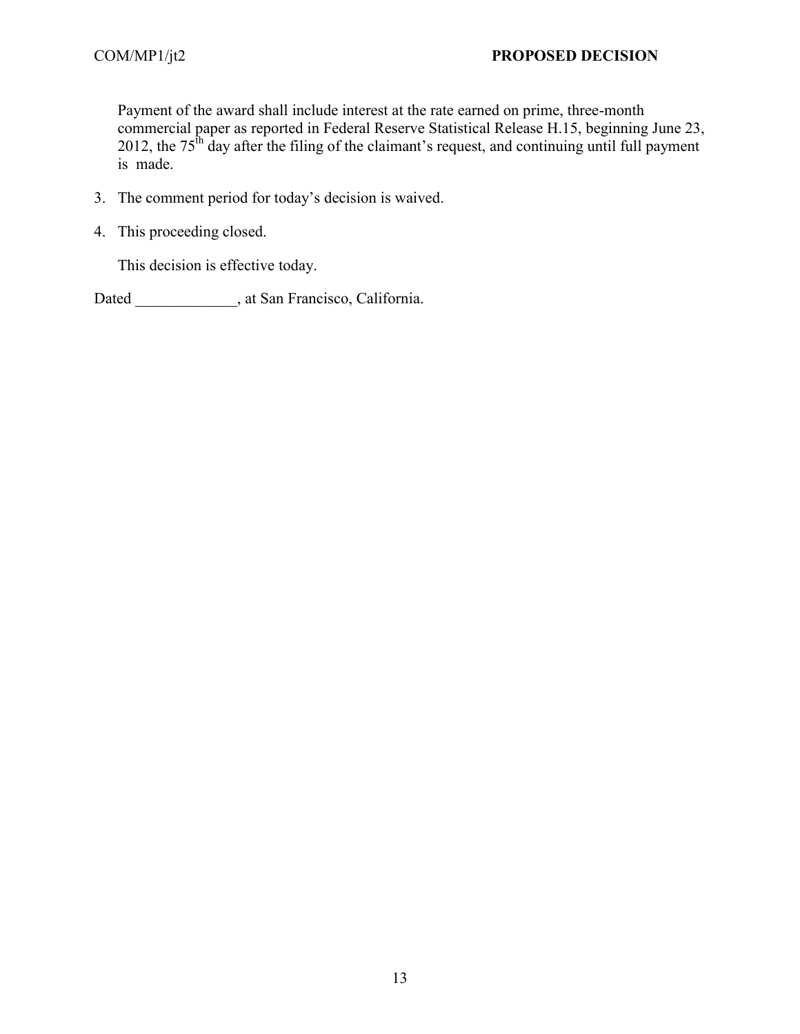Payment of the award shall include interest at the rate earned on prime, three-month commercial paper as reported in Federal Reserve Statistical Release H.15, beginning June 23, 2012, the 75th day after the filing of the claimant's request, and continuing until full payment is made.

3. The comment period for today's decision is waived.

4. This proceeding closed.

This decision is effective today.

Dated _____________, at San Francisco, California.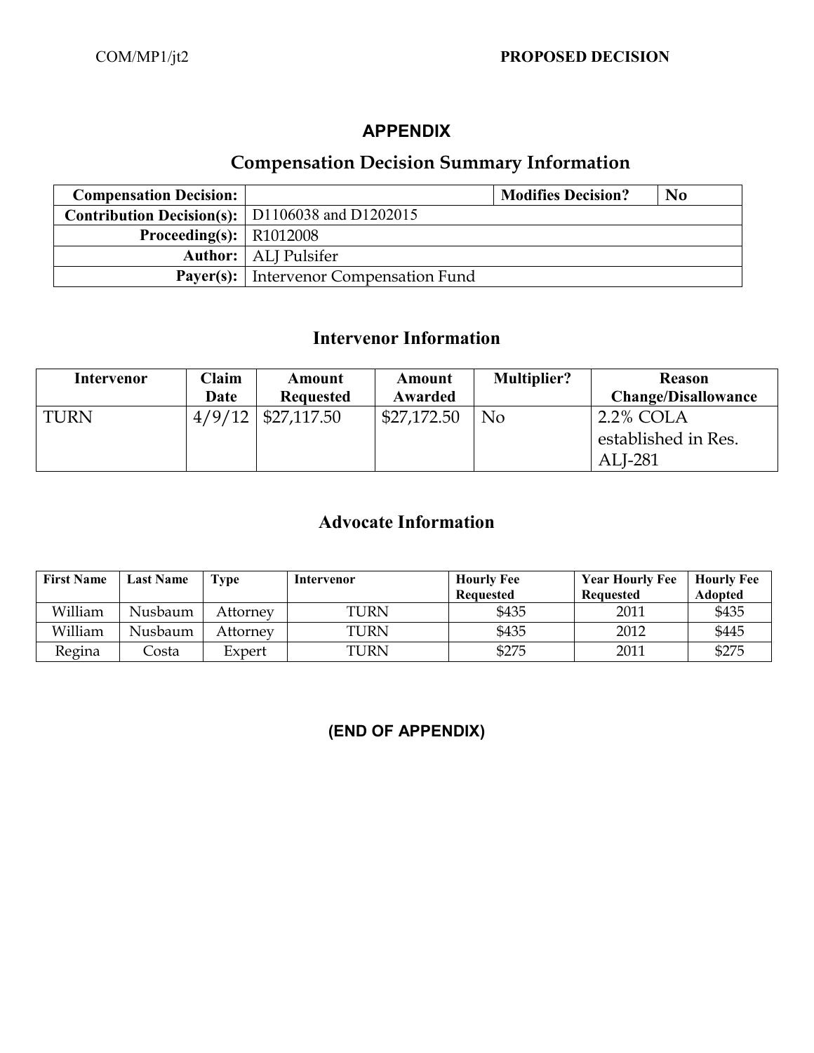## APPENDIX

## Compensation Decision Summary Information

| | | | |
|---|---|---|---|
| **Compensation Decision:** | | **Modifies Decision?** | **No** |
| **Contribution Decision(s):** | D1106038 and D1202015 | | |
| **Proceeding(s):** | R1012008 | | |
| **Author:** | ALJ Pulsifer | | |
| **Payer(s):** | Intervenor Compensation Fund | | |

## Intervenor Information

| Intervenor | Claim Date | Amount Requested | Amount Awarded | Multiplier? | Reason Change/Disallowance |
|---|---|---|---|---|---|
| TURN | 4/9/12 | $27,117.50 | $27,172.50 | No | 2.2% COLA established in Res. ALJ-281 |

## Advocate Information

| First Name | Last Name | Type | Intervenor | Hourly Fee Requested | Year Hourly Fee Requested | Hourly Fee Adopted |
|---|---|---|---|---|---|---|
| William | Nusbaum | Attorney | TURN | $435 | 2011 | $435 |
| William | Nusbaum | Attorney | TURN | $435 | 2012 | $445 |
| Regina | Costa | Expert | TURN | $275 | 2011 | $275 |

**(END OF APPENDIX)**